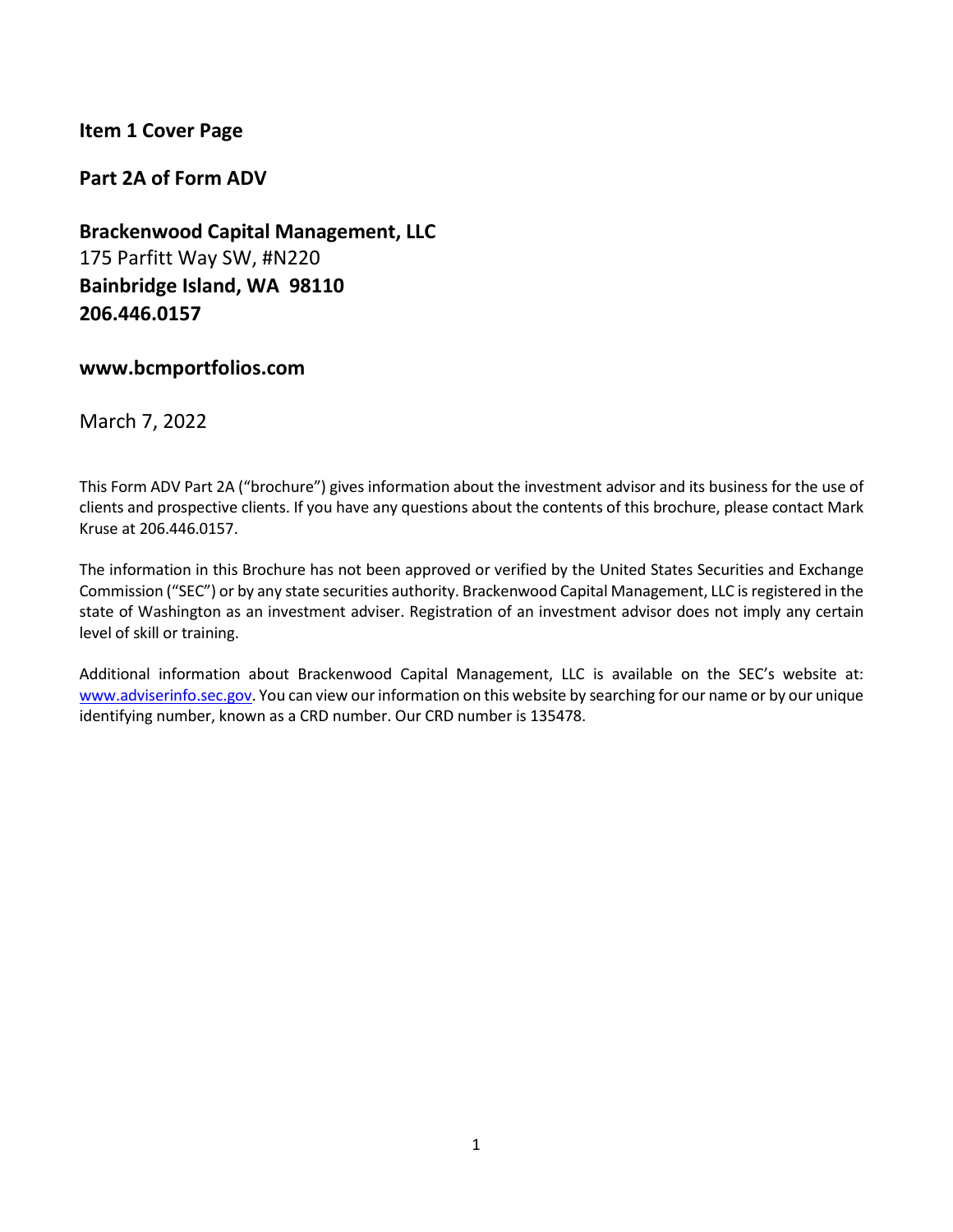## Item 1 Cover Page

## Part 2A of Form ADV

**Brackenwood Capital Management, LLC**
175 Parfitt Way SW, #N220
**Bainbridge Island, WA 98110**
**206.446.0157**

**www.bcmportfolios.com**

March 7, 2022

This Form ADV Part 2A ("brochure") gives information about the investment advisor and its business for the use of clients and prospective clients. If you have any questions about the contents of this brochure, please contact Mark Kruse at 206.446.0157.

The information in this Brochure has not been approved or verified by the United States Securities and Exchange Commission ("SEC") or by any state securities authority. Brackenwood Capital Management, LLC is registered in the state of Washington as an investment adviser. Registration of an investment advisor does not imply any certain level of skill or training.

Additional information about Brackenwood Capital Management, LLC is available on the SEC's website at: www.adviserinfo.sec.gov. You can view our information on this website by searching for our name or by our unique identifying number, known as a CRD number. Our CRD number is 135478.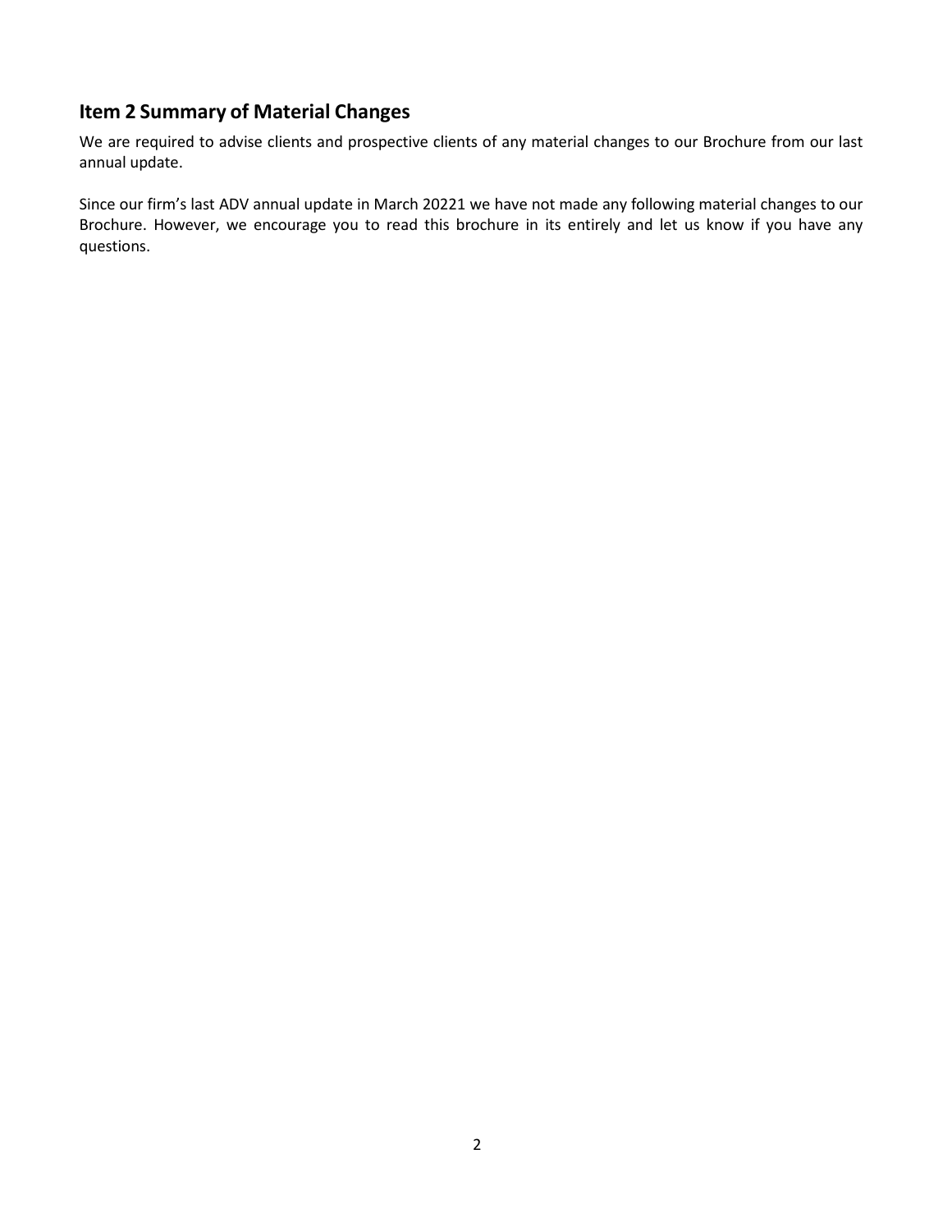## Item 2 Summary of Material Changes

We are required to advise clients and prospective clients of any material changes to our Brochure from our last annual update.

Since our firm's last ADV annual update in March 20221 we have not made any following material changes to our Brochure. However, we encourage you to read this brochure in its entirely and let us know if you have any questions.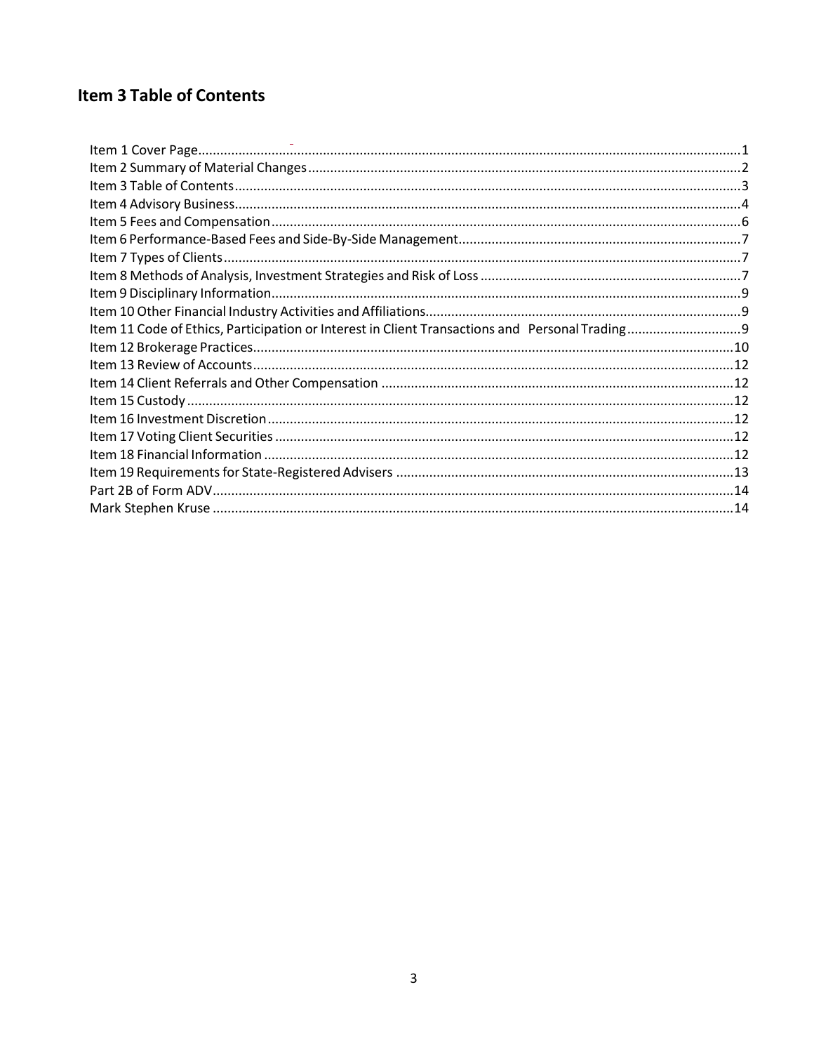## Item 3 Table of Contents

Item 1 Cover Page........................................................................................................................................1
Item 2 Summary of Material Changes........................................................................................................2
Item 3 Table of Contents.............................................................................................................................3
Item 4 Advisory Business.............................................................................................................................4
Item 5 Fees and Compensation...................................................................................................................6
Item 6 Performance-Based Fees and Side-By-Side Management...............................................................7
Item 7 Types of Clients.................................................................................................................................7
Item 8 Methods of Analysis, Investment Strategies and Risk of Loss..........................................................7
Item 9 Disciplinary Information...................................................................................................................9
Item 10 Other Financial Industry Activities and Affiliations.........................................................................9
Item 11 Code of Ethics, Participation or Interest in Client Transactions and Personal Trading..................9
Item 12 Brokerage Practices........................................................................................................................10
Item 13 Review of Accounts........................................................................................................................12
Item 14 Client Referrals and Other Compensation ....................................................................................12
Item 15 Custody...........................................................................................................................................12
Item 16 Investment Discretion....................................................................................................................12
Item 17 Voting Client Securities..................................................................................................................12
Item 18 Financial Information.....................................................................................................................12
Item 19 Requirements for State-Registered Advisers ................................................................................13
Part 2B of Form ADV....................................................................................................................................14
Mark Stephen Kruse ...................................................................................................................................14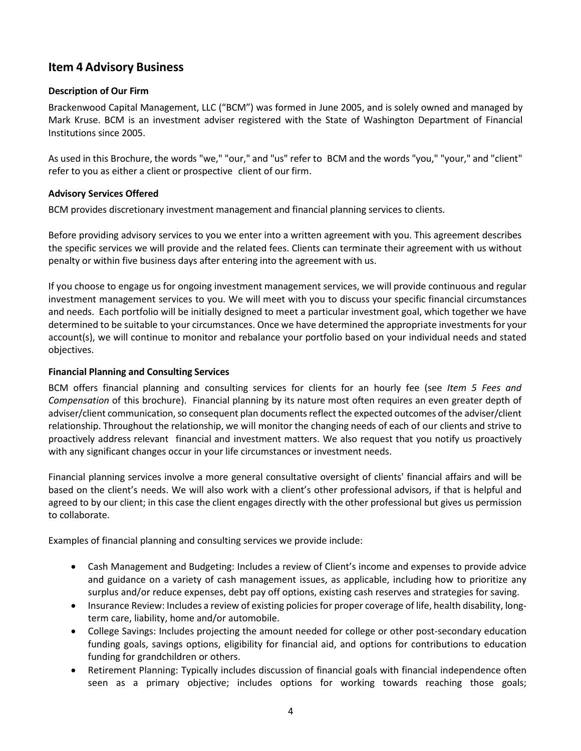## Item 4 Advisory Business

### Description of Our Firm

Brackenwood Capital Management, LLC ("BCM") was formed in June 2005, and is solely owned and managed by Mark Kruse. BCM is an investment adviser registered with the State of Washington Department of Financial Institutions since 2005.

As used in this Brochure, the words "we," "our," and "us" refer to BCM and the words "you," "your," and "client" refer to you as either a client or prospective client of our firm.

### Advisory Services Offered

BCM provides discretionary investment management and financial planning services to clients.

Before providing advisory services to you we enter into a written agreement with you. This agreement describes the specific services we will provide and the related fees. Clients can terminate their agreement with us without penalty or within five business days after entering into the agreement with us.

If you choose to engage us for ongoing investment management services, we will provide continuous and regular investment management services to you. We will meet with you to discuss your specific financial circumstances and needs. Each portfolio will be initially designed to meet a particular investment goal, which together we have determined to be suitable to your circumstances. Once we have determined the appropriate investments for your account(s), we will continue to monitor and rebalance your portfolio based on your individual needs and stated objectives.

### Financial Planning and Consulting Services

BCM offers financial planning and consulting services for clients for an hourly fee (see *Item 5 Fees and Compensation* of this brochure). Financial planning by its nature most often requires an even greater depth of adviser/client communication, so consequent plan documents reflect the expected outcomes of the adviser/client relationship. Throughout the relationship, we will monitor the changing needs of each of our clients and strive to proactively address relevant financial and investment matters. We also request that you notify us proactively with any significant changes occur in your life circumstances or investment needs.

Financial planning services involve a more general consultative oversight of clients' financial affairs and will be based on the client's needs. We will also work with a client's other professional advisors, if that is helpful and agreed to by our client; in this case the client engages directly with the other professional but gives us permission to collaborate.

Examples of financial planning and consulting services we provide include:

- Cash Management and Budgeting: Includes a review of Client's income and expenses to provide advice and guidance on a variety of cash management issues, as applicable, including how to prioritize any surplus and/or reduce expenses, debt pay off options, existing cash reserves and strategies for saving.
- Insurance Review: Includes a review of existing policies for proper coverage of life, health disability, long-term care, liability, home and/or automobile.
- College Savings: Includes projecting the amount needed for college or other post-secondary education funding goals, savings options, eligibility for financial aid, and options for contributions to education funding for grandchildren or others.
- Retirement Planning: Typically includes discussion of financial goals with financial independence often seen as a primary objective; includes options for working towards reaching those goals;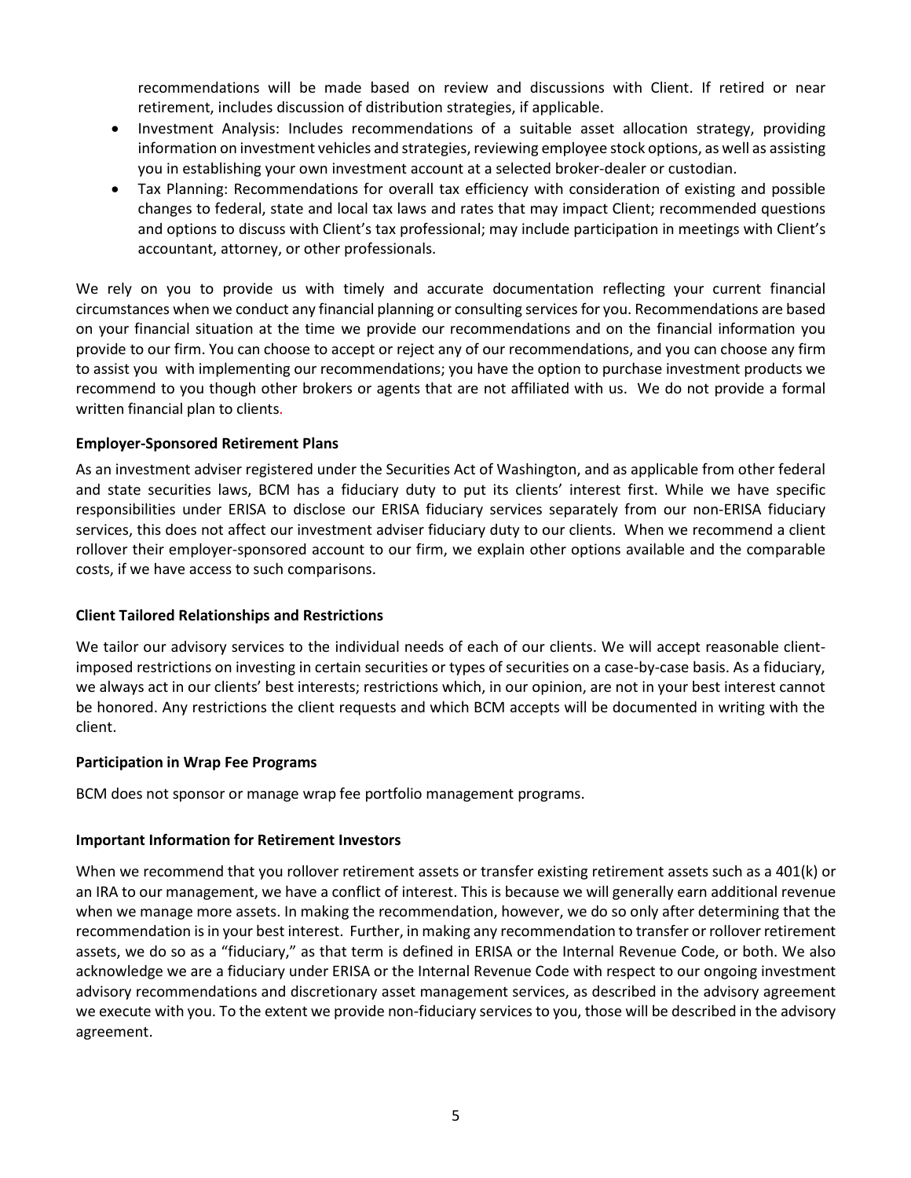recommendations will be made based on review and discussions with Client. If retired or near retirement, includes discussion of distribution strategies, if applicable.

- Investment Analysis: Includes recommendations of a suitable asset allocation strategy, providing information on investment vehicles and strategies, reviewing employee stock options, as well as assisting you in establishing your own investment account at a selected broker-dealer or custodian.
- Tax Planning: Recommendations for overall tax efficiency with consideration of existing and possible changes to federal, state and local tax laws and rates that may impact Client; recommended questions and options to discuss with Client's tax professional; may include participation in meetings with Client's accountant, attorney, or other professionals.

We rely on you to provide us with timely and accurate documentation reflecting your current financial circumstances when we conduct any financial planning or consulting services for you. Recommendations are based on your financial situation at the time we provide our recommendations and on the financial information you provide to our firm. You can choose to accept or reject any of our recommendations, and you can choose any firm to assist you with implementing our recommendations; you have the option to purchase investment products we recommend to you though other brokers or agents that are not affiliated with us. We do not provide a formal written financial plan to clients.

**Employer-Sponsored Retirement Plans**

As an investment adviser registered under the Securities Act of Washington, and as applicable from other federal and state securities laws, BCM has a fiduciary duty to put its clients' interest first. While we have specific responsibilities under ERISA to disclose our ERISA fiduciary services separately from our non-ERISA fiduciary services, this does not affect our investment adviser fiduciary duty to our clients. When we recommend a client rollover their employer-sponsored account to our firm, we explain other options available and the comparable costs, if we have access to such comparisons.

**Client Tailored Relationships and Restrictions**

We tailor our advisory services to the individual needs of each of our clients. We will accept reasonable client-imposed restrictions on investing in certain securities or types of securities on a case-by-case basis. As a fiduciary, we always act in our clients' best interests; restrictions which, in our opinion, are not in your best interest cannot be honored. Any restrictions the client requests and which BCM accepts will be documented in writing with the client.

**Participation in Wrap Fee Programs**

BCM does not sponsor or manage wrap fee portfolio management programs.

**Important Information for Retirement Investors**

When we recommend that you rollover retirement assets or transfer existing retirement assets such as a 401(k) or an IRA to our management, we have a conflict of interest. This is because we will generally earn additional revenue when we manage more assets. In making the recommendation, however, we do so only after determining that the recommendation is in your best interest. Further, in making any recommendation to transfer or rollover retirement assets, we do so as a "fiduciary," as that term is defined in ERISA or the Internal Revenue Code, or both. We also acknowledge we are a fiduciary under ERISA or the Internal Revenue Code with respect to our ongoing investment advisory recommendations and discretionary asset management services, as described in the advisory agreement we execute with you. To the extent we provide non-fiduciary services to you, those will be described in the advisory agreement.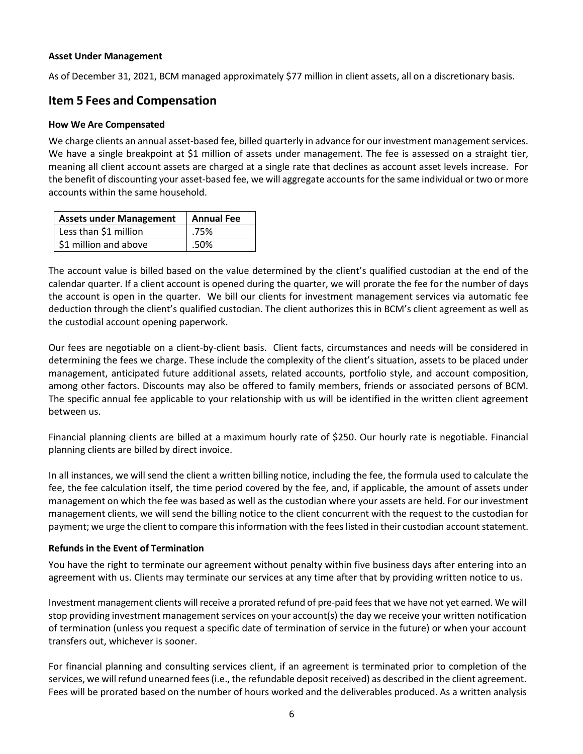**Asset Under Management**

As of December 31, 2021, BCM managed approximately $77 million in client assets, all on a discretionary basis.

## Item 5 Fees and Compensation

**How We Are Compensated**

We charge clients an annual asset-based fee, billed quarterly in advance for our investment management services. We have a single breakpoint at $1 million of assets under management. The fee is assessed on a straight tier, meaning all client account assets are charged at a single rate that declines as account asset levels increase. For the benefit of discounting your asset-based fee, we will aggregate accounts for the same individual or two or more accounts within the same household.

| Assets under Management | Annual Fee |
|---|---|
| Less than $1 million | .75% |
| $1 million and above | .50% |

The account value is billed based on the value determined by the client's qualified custodian at the end of the calendar quarter. If a client account is opened during the quarter, we will prorate the fee for the number of days the account is open in the quarter. We bill our clients for investment management services via automatic fee deduction through the client's qualified custodian. The client authorizes this in BCM's client agreement as well as the custodial account opening paperwork.

Our fees are negotiable on a client-by-client basis. Client facts, circumstances and needs will be considered in determining the fees we charge. These include the complexity of the client's situation, assets to be placed under management, anticipated future additional assets, related accounts, portfolio style, and account composition, among other factors. Discounts may also be offered to family members, friends or associated persons of BCM. The specific annual fee applicable to your relationship with us will be identified in the written client agreement between us.

Financial planning clients are billed at a maximum hourly rate of $250. Our hourly rate is negotiable. Financial planning clients are billed by direct invoice.

In all instances, we will send the client a written billing notice, including the fee, the formula used to calculate the fee, the fee calculation itself, the time period covered by the fee, and, if applicable, the amount of assets under management on which the fee was based as well as the custodian where your assets are held. For our investment management clients, we will send the billing notice to the client concurrent with the request to the custodian for payment; we urge the client to compare this information with the fees listed in their custodian account statement.

**Refunds in the Event of Termination**

You have the right to terminate our agreement without penalty within five business days after entering into an agreement with us. Clients may terminate our services at any time after that by providing written notice to us.

Investment management clients will receive a prorated refund of pre-paid fees that we have not yet earned. We will stop providing investment management services on your account(s) the day we receive your written notification of termination (unless you request a specific date of termination of service in the future) or when your account transfers out, whichever is sooner.

For financial planning and consulting services client, if an agreement is terminated prior to completion of the services, we will refund unearned fees (i.e., the refundable deposit received) as described in the client agreement. Fees will be prorated based on the number of hours worked and the deliverables produced. As a written analysis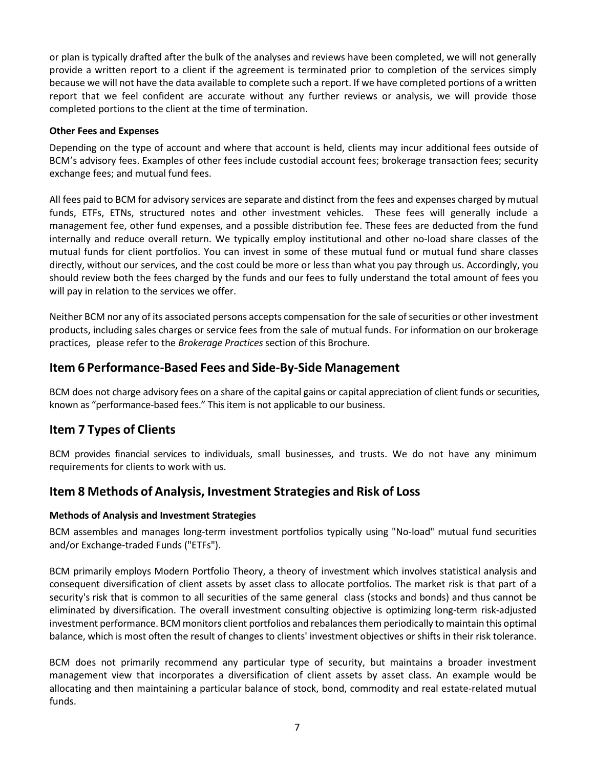or plan is typically drafted after the bulk of the analyses and reviews have been completed, we will not generally provide a written report to a client if the agreement is terminated prior to completion of the services simply because we will not have the data available to complete such a report. If we have completed portions of a written report that we feel confident are accurate without any further reviews or analysis, we will provide those completed portions to the client at the time of termination.

**Other Fees and Expenses**

Depending on the type of account and where that account is held, clients may incur additional fees outside of BCM's advisory fees. Examples of other fees include custodial account fees; brokerage transaction fees; security exchange fees; and mutual fund fees.

All fees paid to BCM for advisory services are separate and distinct from the fees and expenses charged by mutual funds, ETFs, ETNs, structured notes and other investment vehicles. These fees will generally include a management fee, other fund expenses, and a possible distribution fee. These fees are deducted from the fund internally and reduce overall return. We typically employ institutional and other no-load share classes of the mutual funds for client portfolios. You can invest in some of these mutual fund or mutual fund share classes directly, without our services, and the cost could be more or less than what you pay through us. Accordingly, you should review both the fees charged by the funds and our fees to fully understand the total amount of fees you will pay in relation to the services we offer.

Neither BCM nor any of its associated persons accepts compensation for the sale of securities or other investment products, including sales charges or service fees from the sale of mutual funds. For information on our brokerage practices, please refer to the *Brokerage Practices* section of this Brochure.

## Item 6 Performance-Based Fees and Side-By-Side Management

BCM does not charge advisory fees on a share of the capital gains or capital appreciation of client funds or securities, known as "performance-based fees." This item is not applicable to our business.

## Item 7 Types of Clients

BCM provides financial services to individuals, small businesses, and trusts. We do not have any minimum requirements for clients to work with us.

## Item 8 Methods of Analysis, Investment Strategies and Risk of Loss

**Methods of Analysis and Investment Strategies**

BCM assembles and manages long-term investment portfolios typically using "No-load" mutual fund securities and/or Exchange-traded Funds ("ETFs").

BCM primarily employs Modern Portfolio Theory, a theory of investment which involves statistical analysis and consequent diversification of client assets by asset class to allocate portfolios. The market risk is that part of a security's risk that is common to all securities of the same general class (stocks and bonds) and thus cannot be eliminated by diversification. The overall investment consulting objective is optimizing long-term risk-adjusted investment performance. BCM monitors client portfolios and rebalances them periodically to maintain this optimal balance, which is most often the result of changes to clients' investment objectives or shifts in their risk tolerance.

BCM does not primarily recommend any particular type of security, but maintains a broader investment management view that incorporates a diversification of client assets by asset class. An example would be allocating and then maintaining a particular balance of stock, bond, commodity and real estate-related mutual funds.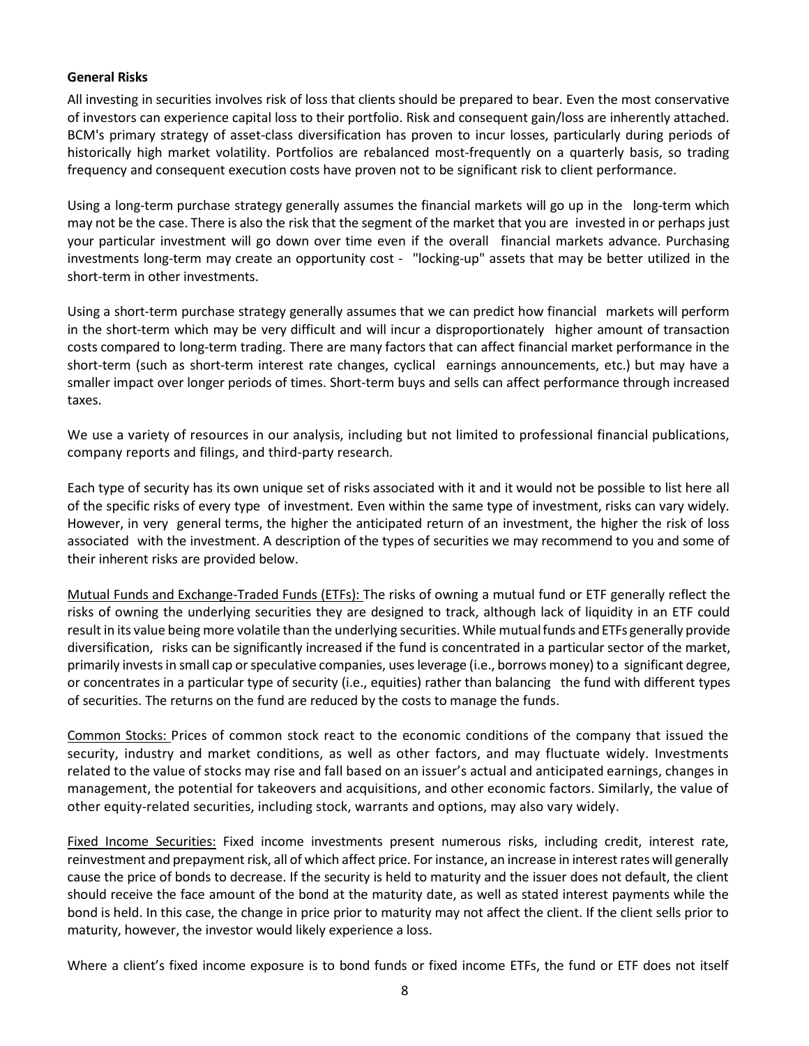**General Risks**

All investing in securities involves risk of loss that clients should be prepared to bear. Even the most conservative of investors can experience capital loss to their portfolio. Risk and consequent gain/loss are inherently attached. BCM's primary strategy of asset-class diversification has proven to incur losses, particularly during periods of historically high market volatility. Portfolios are rebalanced most-frequently on a quarterly basis, so trading frequency and consequent execution costs have proven not to be significant risk to client performance.

Using a long-term purchase strategy generally assumes the financial markets will go up in the long-term which may not be the case. There is also the risk that the segment of the market that you are invested in or perhaps just your particular investment will go down over time even if the overall financial markets advance. Purchasing investments long-term may create an opportunity cost - "locking-up" assets that may be better utilized in the short-term in other investments.

Using a short-term purchase strategy generally assumes that we can predict how financial markets will perform in the short-term which may be very difficult and will incur a disproportionately higher amount of transaction costs compared to long-term trading. There are many factors that can affect financial market performance in the short-term (such as short-term interest rate changes, cyclical earnings announcements, etc.) but may have a smaller impact over longer periods of times. Short-term buys and sells can affect performance through increased taxes.

We use a variety of resources in our analysis, including but not limited to professional financial publications, company reports and filings, and third-party research.

Each type of security has its own unique set of risks associated with it and it would not be possible to list here all of the specific risks of every type of investment. Even within the same type of investment, risks can vary widely. However, in very general terms, the higher the anticipated return of an investment, the higher the risk of loss associated with the investment. A description of the types of securities we may recommend to you and some of their inherent risks are provided below.

Mutual Funds and Exchange-Traded Funds (ETFs): The risks of owning a mutual fund or ETF generally reflect the risks of owning the underlying securities they are designed to track, although lack of liquidity in an ETF could result in its value being more volatile than the underlying securities. While mutual funds and ETFs generally provide diversification, risks can be significantly increased if the fund is concentrated in a particular sector of the market, primarily invests in small cap or speculative companies, uses leverage (i.e., borrows money) to a significant degree, or concentrates in a particular type of security (i.e., equities) rather than balancing the fund with different types of securities. The returns on the fund are reduced by the costs to manage the funds.

Common Stocks: Prices of common stock react to the economic conditions of the company that issued the security, industry and market conditions, as well as other factors, and may fluctuate widely. Investments related to the value of stocks may rise and fall based on an issuer's actual and anticipated earnings, changes in management, the potential for takeovers and acquisitions, and other economic factors. Similarly, the value of other equity-related securities, including stock, warrants and options, may also vary widely.

Fixed Income Securities: Fixed income investments present numerous risks, including credit, interest rate, reinvestment and prepayment risk, all of which affect price. For instance, an increase in interest rates will generally cause the price of bonds to decrease. If the security is held to maturity and the issuer does not default, the client should receive the face amount of the bond at the maturity date, as well as stated interest payments while the bond is held. In this case, the change in price prior to maturity may not affect the client. If the client sells prior to maturity, however, the investor would likely experience a loss.

Where a client's fixed income exposure is to bond funds or fixed income ETFs, the fund or ETF does not itself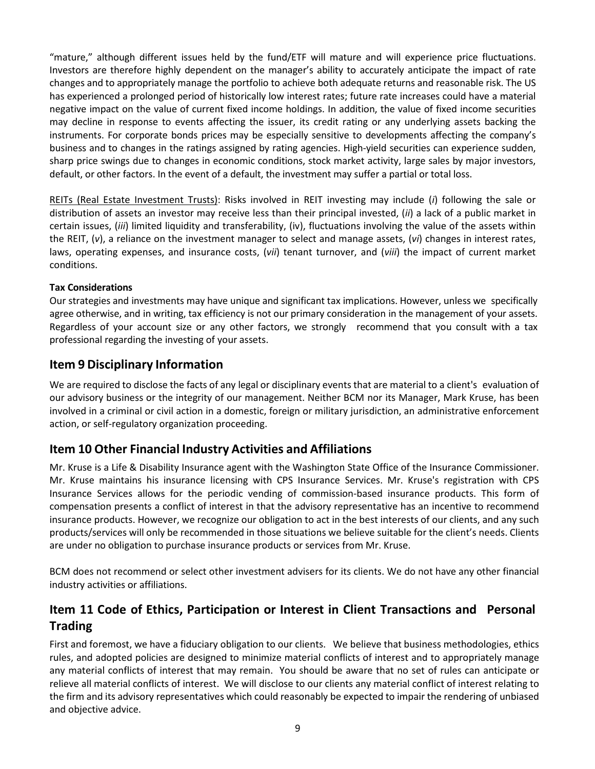"mature," although different issues held by the fund/ETF will mature and will experience price fluctuations. Investors are therefore highly dependent on the manager's ability to accurately anticipate the impact of rate changes and to appropriately manage the portfolio to achieve both adequate returns and reasonable risk. The US has experienced a prolonged period of historically low interest rates; future rate increases could have a material negative impact on the value of current fixed income holdings. In addition, the value of fixed income securities may decline in response to events affecting the issuer, its credit rating or any underlying assets backing the instruments. For corporate bonds prices may be especially sensitive to developments affecting the company's business and to changes in the ratings assigned by rating agencies. High-yield securities can experience sudden, sharp price swings due to changes in economic conditions, stock market activity, large sales by major investors, default, or other factors. In the event of a default, the investment may suffer a partial or total loss.

REITs (Real Estate Investment Trusts): Risks involved in REIT investing may include (*i*) following the sale or distribution of assets an investor may receive less than their principal invested, (*ii*) a lack of a public market in certain issues, (*iii*) limited liquidity and transferability, (iv), fluctuations involving the value of the assets within the REIT, (*v*), a reliance on the investment manager to select and manage assets, (*vi*) changes in interest rates, laws, operating expenses, and insurance costs, (*vii*) tenant turnover, and (*viii*) the impact of current market conditions.

**Tax Considerations**

Our strategies and investments may have unique and significant tax implications. However, unless we specifically agree otherwise, and in writing, tax efficiency is not our primary consideration in the management of your assets. Regardless of your account size or any other factors, we strongly recommend that you consult with a tax professional regarding the investing of your assets.

## Item 9 Disciplinary Information

We are required to disclose the facts of any legal or disciplinary events that are material to a client's evaluation of our advisory business or the integrity of our management. Neither BCM nor its Manager, Mark Kruse, has been involved in a criminal or civil action in a domestic, foreign or military jurisdiction, an administrative enforcement action, or self-regulatory organization proceeding.

## Item 10 Other Financial Industry Activities and Affiliations

Mr. Kruse is a Life & Disability Insurance agent with the Washington State Office of the Insurance Commissioner. Mr. Kruse maintains his insurance licensing with CPS Insurance Services. Mr. Kruse's registration with CPS Insurance Services allows for the periodic vending of commission-based insurance products. This form of compensation presents a conflict of interest in that the advisory representative has an incentive to recommend insurance products. However, we recognize our obligation to act in the best interests of our clients, and any such products/services will only be recommended in those situations we believe suitable for the client's needs. Clients are under no obligation to purchase insurance products or services from Mr. Kruse.

BCM does not recommend or select other investment advisers for its clients. We do not have any other financial industry activities or affiliations.

## Item 11 Code of Ethics, Participation or Interest in Client Transactions and Personal Trading

First and foremost, we have a fiduciary obligation to our clients. We believe that business methodologies, ethics rules, and adopted policies are designed to minimize material conflicts of interest and to appropriately manage any material conflicts of interest that may remain. You should be aware that no set of rules can anticipate or relieve all material conflicts of interest. We will disclose to our clients any material conflict of interest relating to the firm and its advisory representatives which could reasonably be expected to impair the rendering of unbiased and objective advice.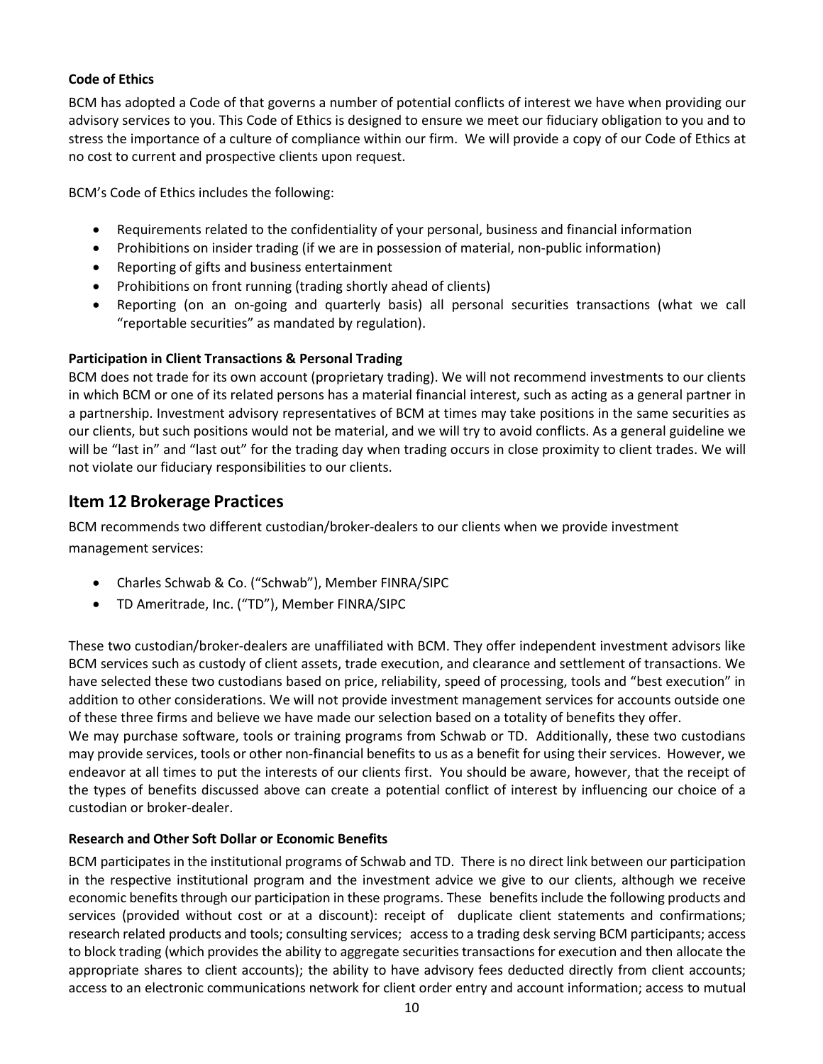**Code of Ethics**

BCM has adopted a Code of that governs a number of potential conflicts of interest we have when providing our advisory services to you. This Code of Ethics is designed to ensure we meet our fiduciary obligation to you and to stress the importance of a culture of compliance within our firm. We will provide a copy of our Code of Ethics at no cost to current and prospective clients upon request.

BCM's Code of Ethics includes the following:

- Requirements related to the confidentiality of your personal, business and financial information
- Prohibitions on insider trading (if we are in possession of material, non-public information)
- Reporting of gifts and business entertainment
- Prohibitions on front running (trading shortly ahead of clients)
- Reporting (on an on-going and quarterly basis) all personal securities transactions (what we call "reportable securities" as mandated by regulation).

**Participation in Client Transactions & Personal Trading**

BCM does not trade for its own account (proprietary trading). We will not recommend investments to our clients in which BCM or one of its related persons has a material financial interest, such as acting as a general partner in a partnership. Investment advisory representatives of BCM at times may take positions in the same securities as our clients, but such positions would not be material, and we will try to avoid conflicts. As a general guideline we will be "last in" and "last out" for the trading day when trading occurs in close proximity to client trades. We will not violate our fiduciary responsibilities to our clients.

## Item 12 Brokerage Practices

BCM recommends two different custodian/broker-dealers to our clients when we provide investment management services:

- Charles Schwab & Co. ("Schwab"), Member FINRA/SIPC
- TD Ameritrade, Inc. ("TD"), Member FINRA/SIPC

These two custodian/broker-dealers are unaffiliated with BCM. They offer independent investment advisors like BCM services such as custody of client assets, trade execution, and clearance and settlement of transactions. We have selected these two custodians based on price, reliability, speed of processing, tools and "best execution" in addition to other considerations. We will not provide investment management services for accounts outside one of these three firms and believe we have made our selection based on a totality of benefits they offer.

We may purchase software, tools or training programs from Schwab or TD. Additionally, these two custodians may provide services, tools or other non-financial benefits to us as a benefit for using their services. However, we endeavor at all times to put the interests of our clients first. You should be aware, however, that the receipt of the types of benefits discussed above can create a potential conflict of interest by influencing our choice of a custodian or broker-dealer.

**Research and Other Soft Dollar or Economic Benefits**

BCM participates in the institutional programs of Schwab and TD. There is no direct link between our participation in the respective institutional program and the investment advice we give to our clients, although we receive economic benefits through our participation in these programs. These benefits include the following products and services (provided without cost or at a discount): receipt of duplicate client statements and confirmations; research related products and tools; consulting services; access to a trading desk serving BCM participants; access to block trading (which provides the ability to aggregate securities transactions for execution and then allocate the appropriate shares to client accounts); the ability to have advisory fees deducted directly from client accounts; access to an electronic communications network for client order entry and account information; access to mutual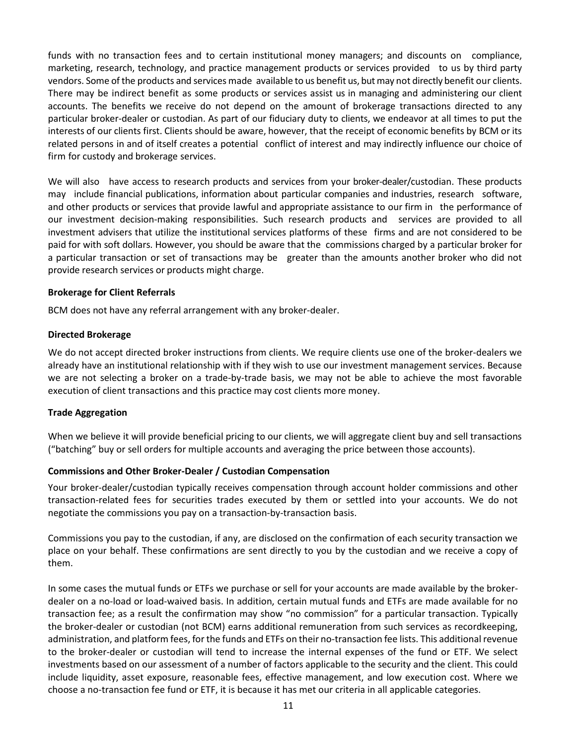funds with no transaction fees and to certain institutional money managers; and discounts on compliance, marketing, research, technology, and practice management products or services provided to us by third party vendors. Some of the products and services made available to us benefit us, but may not directly benefit our clients. There may be indirect benefit as some products or services assist us in managing and administering our client accounts. The benefits we receive do not depend on the amount of brokerage transactions directed to any particular broker-dealer or custodian. As part of our fiduciary duty to clients, we endeavor at all times to put the interests of our clients first. Clients should be aware, however, that the receipt of economic benefits by BCM or its related persons in and of itself creates a potential conflict of interest and may indirectly influence our choice of firm for custody and brokerage services.

We will also have access to research products and services from your broker-dealer/custodian. These products may include financial publications, information about particular companies and industries, research software, and other products or services that provide lawful and appropriate assistance to our firm in the performance of our investment decision-making responsibilities. Such research products and services are provided to all investment advisers that utilize the institutional services platforms of these firms and are not considered to be paid for with soft dollars. However, you should be aware that the commissions charged by a particular broker for a particular transaction or set of transactions may be greater than the amounts another broker who did not provide research services or products might charge.

**Brokerage for Client Referrals**

BCM does not have any referral arrangement with any broker-dealer.

**Directed Brokerage**

We do not accept directed broker instructions from clients. We require clients use one of the broker-dealers we already have an institutional relationship with if they wish to use our investment management services. Because we are not selecting a broker on a trade-by-trade basis, we may not be able to achieve the most favorable execution of client transactions and this practice may cost clients more money.

**Trade Aggregation**

When we believe it will provide beneficial pricing to our clients, we will aggregate client buy and sell transactions ("batching" buy or sell orders for multiple accounts and averaging the price between those accounts).

**Commissions and Other Broker-Dealer / Custodian Compensation**

Your broker-dealer/custodian typically receives compensation through account holder commissions and other transaction-related fees for securities trades executed by them or settled into your accounts. We do not negotiate the commissions you pay on a transaction-by-transaction basis.

Commissions you pay to the custodian, if any, are disclosed on the confirmation of each security transaction we place on your behalf. These confirmations are sent directly to you by the custodian and we receive a copy of them.

In some cases the mutual funds or ETFs we purchase or sell for your accounts are made available by the broker-dealer on a no-load or load-waived basis. In addition, certain mutual funds and ETFs are made available for no transaction fee; as a result the confirmation may show "no commission" for a particular transaction. Typically the broker-dealer or custodian (not BCM) earns additional remuneration from such services as recordkeeping, administration, and platform fees, for the funds and ETFs on their no-transaction fee lists. This additional revenue to the broker-dealer or custodian will tend to increase the internal expenses of the fund or ETF. We select investments based on our assessment of a number of factors applicable to the security and the client. This could include liquidity, asset exposure, reasonable fees, effective management, and low execution cost. Where we choose a no-transaction fee fund or ETF, it is because it has met our criteria in all applicable categories.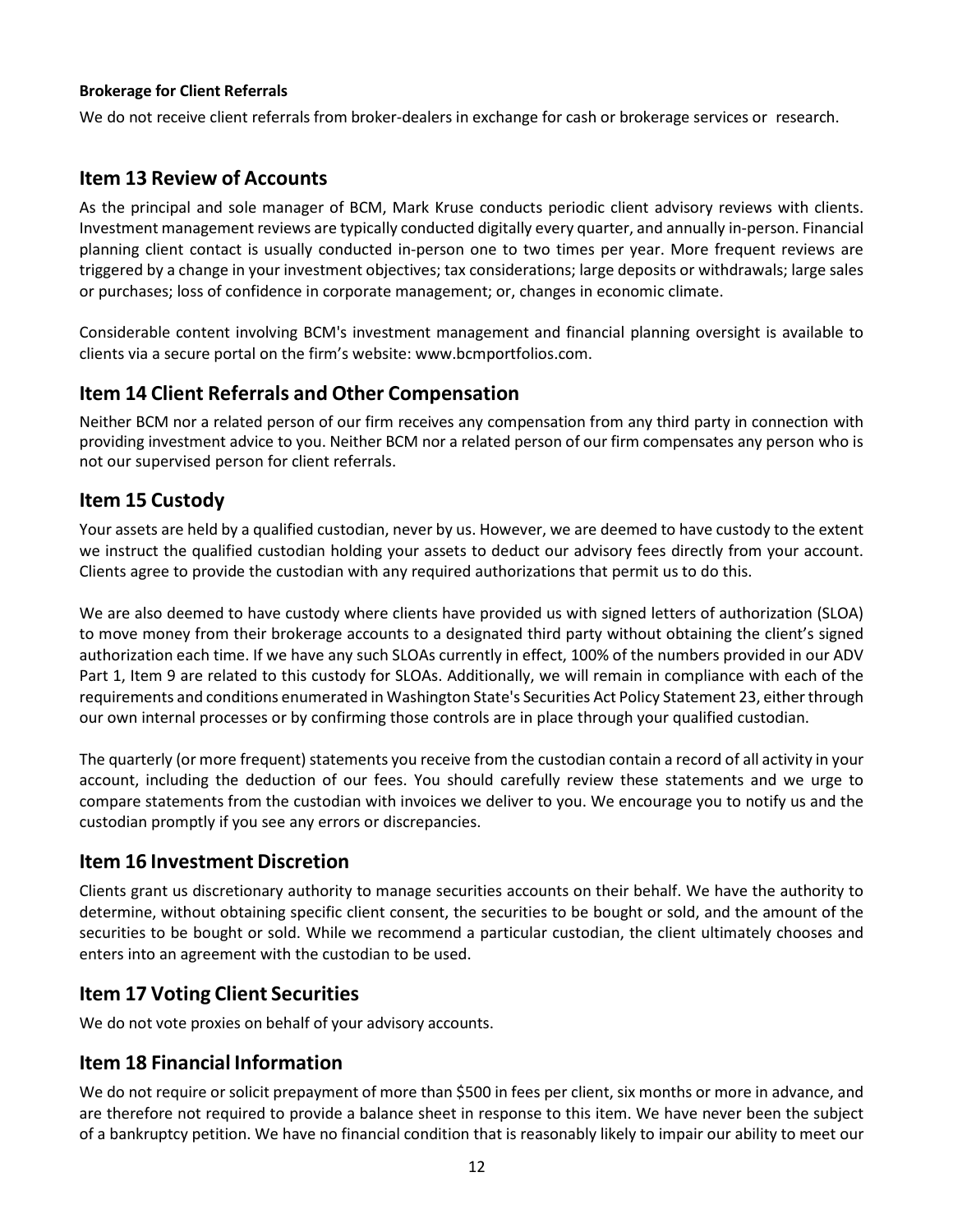**Brokerage for Client Referrals**

We do not receive client referrals from broker-dealers in exchange for cash or brokerage services or research.

## Item 13 Review of Accounts

As the principal and sole manager of BCM, Mark Kruse conducts periodic client advisory reviews with clients. Investment management reviews are typically conducted digitally every quarter, and annually in-person. Financial planning client contact is usually conducted in-person one to two times per year. More frequent reviews are triggered by a change in your investment objectives; tax considerations; large deposits or withdrawals; large sales or purchases; loss of confidence in corporate management; or, changes in economic climate.

Considerable content involving BCM's investment management and financial planning oversight is available to clients via a secure portal on the firm's website: www.bcmportfolios.com.

## Item 14 Client Referrals and Other Compensation

Neither BCM nor a related person of our firm receives any compensation from any third party in connection with providing investment advice to you. Neither BCM nor a related person of our firm compensates any person who is not our supervised person for client referrals.

## Item 15 Custody

Your assets are held by a qualified custodian, never by us. However, we are deemed to have custody to the extent we instruct the qualified custodian holding your assets to deduct our advisory fees directly from your account. Clients agree to provide the custodian with any required authorizations that permit us to do this.

We are also deemed to have custody where clients have provided us with signed letters of authorization (SLOA) to move money from their brokerage accounts to a designated third party without obtaining the client's signed authorization each time. If we have any such SLOAs currently in effect, 100% of the numbers provided in our ADV Part 1, Item 9 are related to this custody for SLOAs. Additionally, we will remain in compliance with each of the requirements and conditions enumerated in Washington State's Securities Act Policy Statement 23, either through our own internal processes or by confirming those controls are in place through your qualified custodian.

The quarterly (or more frequent) statements you receive from the custodian contain a record of all activity in your account, including the deduction of our fees. You should carefully review these statements and we urge to compare statements from the custodian with invoices we deliver to you. We encourage you to notify us and the custodian promptly if you see any errors or discrepancies.

## Item 16 Investment Discretion

Clients grant us discretionary authority to manage securities accounts on their behalf. We have the authority to determine, without obtaining specific client consent, the securities to be bought or sold, and the amount of the securities to be bought or sold. While we recommend a particular custodian, the client ultimately chooses and enters into an agreement with the custodian to be used.

## Item 17 Voting Client Securities

We do not vote proxies on behalf of your advisory accounts.

## Item 18 Financial Information

We do not require or solicit prepayment of more than $500 in fees per client, six months or more in advance, and are therefore not required to provide a balance sheet in response to this item. We have never been the subject of a bankruptcy petition. We have no financial condition that is reasonably likely to impair our ability to meet our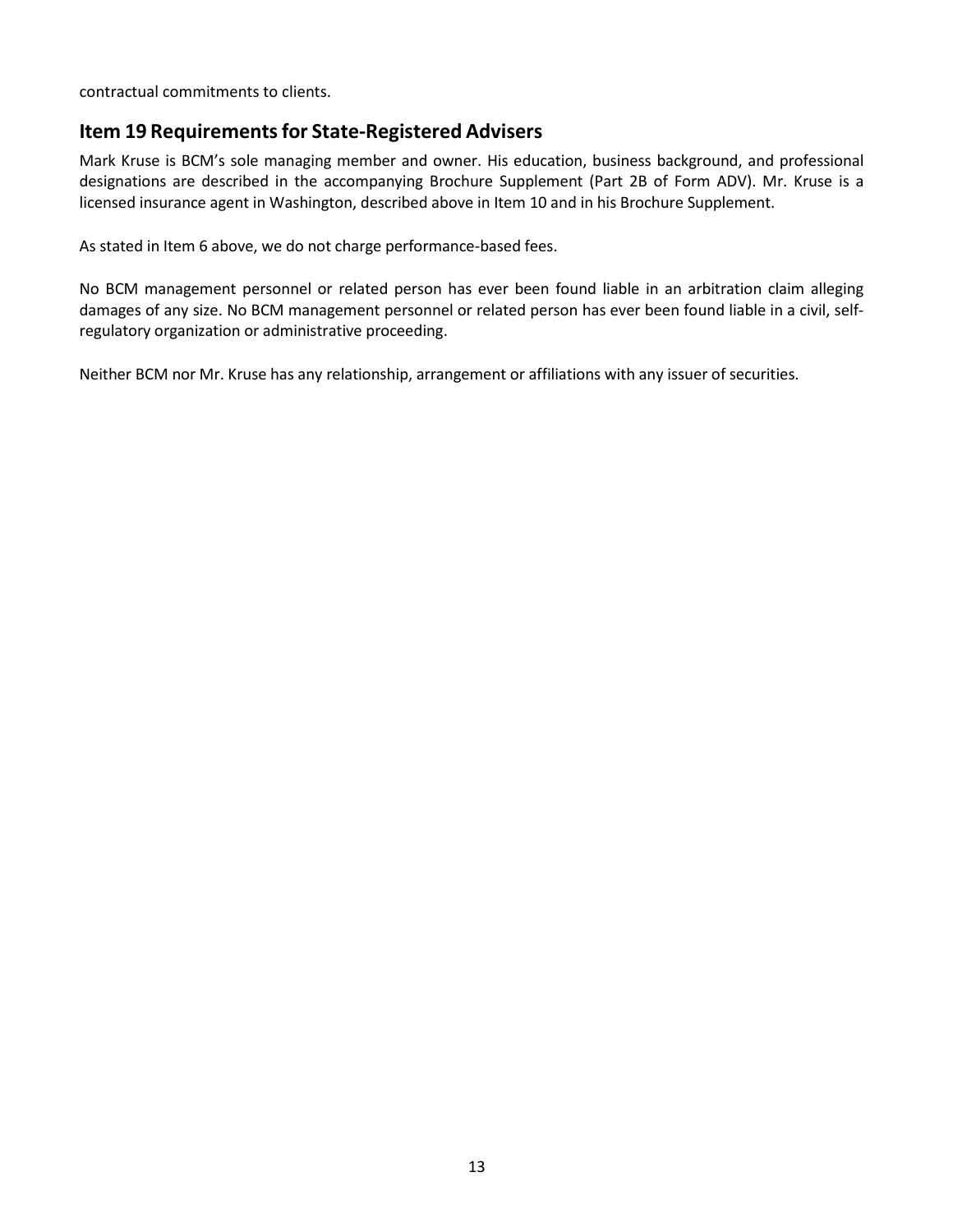contractual commitments to clients.

## Item 19 Requirements for State-Registered Advisers

Mark Kruse is BCM's sole managing member and owner. His education, business background, and professional designations are described in the accompanying Brochure Supplement (Part 2B of Form ADV). Mr. Kruse is a licensed insurance agent in Washington, described above in Item 10 and in his Brochure Supplement.

As stated in Item 6 above, we do not charge performance-based fees.

No BCM management personnel or related person has ever been found liable in an arbitration claim alleging damages of any size. No BCM management personnel or related person has ever been found liable in a civil, self-regulatory organization or administrative proceeding.

Neither BCM nor Mr. Kruse has any relationship, arrangement or affiliations with any issuer of securities.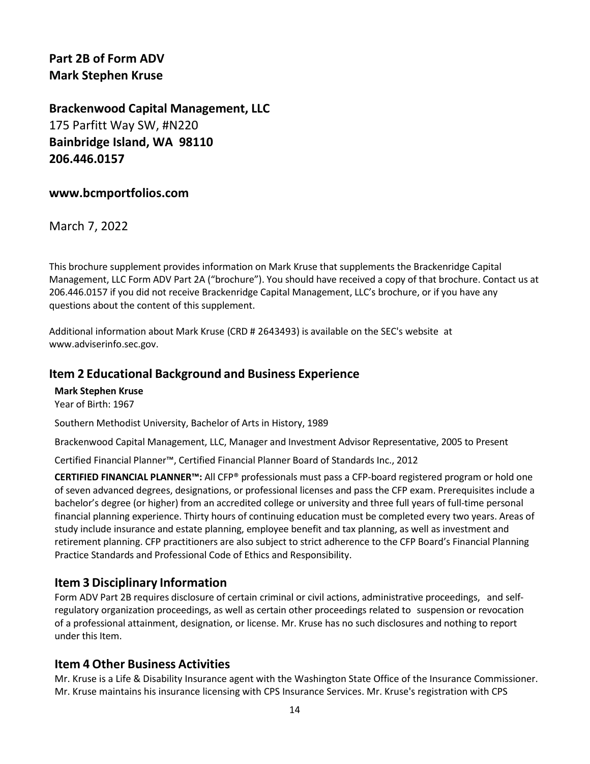**Part 2B of Form ADV**
**Mark Stephen Kruse**

**Brackenwood Capital Management, LLC**
175 Parfitt Way SW, #N220
**Bainbridge Island, WA 98110**
**206.446.0157**

**www.bcmportfolios.com**

March 7, 2022

This brochure supplement provides information on Mark Kruse that supplements the Brackenridge Capital Management, LLC Form ADV Part 2A ("brochure"). You should have received a copy of that brochure. Contact us at 206.446.0157 if you did not receive Brackenridge Capital Management, LLC's brochure, or if you have any questions about the content of this supplement.

Additional information about Mark Kruse (CRD # 2643493) is available on the SEC's website at www.adviserinfo.sec.gov.

## Item 2 Educational Background and Business Experience

**Mark Stephen Kruse**
Year of Birth: 1967

Southern Methodist University, Bachelor of Arts in History, 1989

Brackenwood Capital Management, LLC, Manager and Investment Advisor Representative, 2005 to Present

Certified Financial Planner™, Certified Financial Planner Board of Standards Inc., 2012

**CERTIFIED FINANCIAL PLANNER™:** All CFP® professionals must pass a CFP-board registered program or hold one of seven advanced degrees, designations, or professional licenses and pass the CFP exam. Prerequisites include a bachelor's degree (or higher) from an accredited college or university and three full years of full-time personal financial planning experience. Thirty hours of continuing education must be completed every two years. Areas of study include insurance and estate planning, employee benefit and tax planning, as well as investment and retirement planning. CFP practitioners are also subject to strict adherence to the CFP Board's Financial Planning Practice Standards and Professional Code of Ethics and Responsibility.

## Item 3 Disciplinary Information

Form ADV Part 2B requires disclosure of certain criminal or civil actions, administrative proceedings, and self-regulatory organization proceedings, as well as certain other proceedings related to suspension or revocation of a professional attainment, designation, or license. Mr. Kruse has no such disclosures and nothing to report under this Item.

## Item 4 Other Business Activities

Mr. Kruse is a Life & Disability Insurance agent with the Washington State Office of the Insurance Commissioner. Mr. Kruse maintains his insurance licensing with CPS Insurance Services. Mr. Kruse's registration with CPS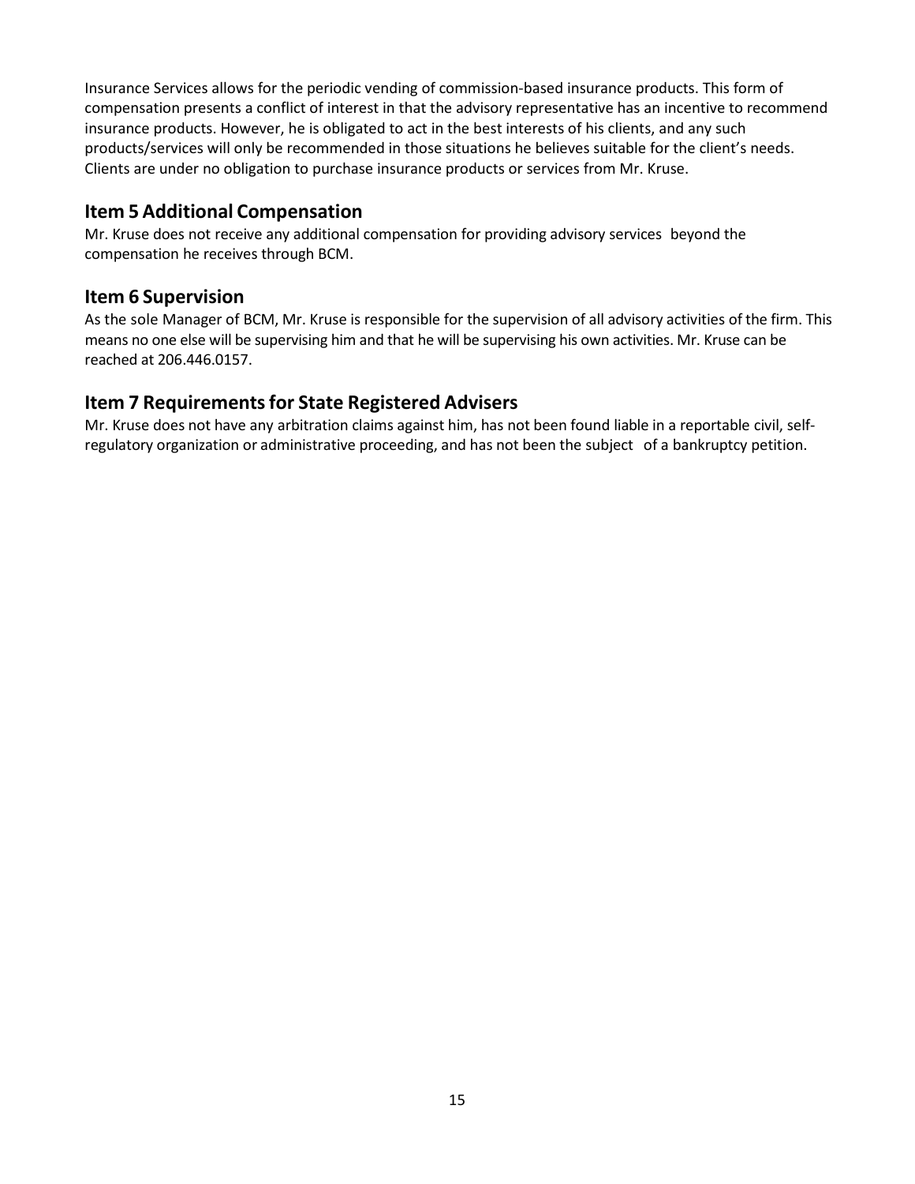Insurance Services allows for the periodic vending of commission-based insurance products. This form of compensation presents a conflict of interest in that the advisory representative has an incentive to recommend insurance products. However, he is obligated to act in the best interests of his clients, and any such products/services will only be recommended in those situations he believes suitable for the client's needs. Clients are under no obligation to purchase insurance products or services from Mr. Kruse.

## Item 5 Additional Compensation

Mr. Kruse does not receive any additional compensation for providing advisory services beyond the compensation he receives through BCM.

## Item 6 Supervision

As the sole Manager of BCM, Mr. Kruse is responsible for the supervision of all advisory activities of the firm. This means no one else will be supervising him and that he will be supervising his own activities. Mr. Kruse can be reached at 206.446.0157.

## Item 7 Requirements for State Registered Advisers

Mr. Kruse does not have any arbitration claims against him, has not been found liable in a reportable civil, self-regulatory organization or administrative proceeding, and has not been the subject of a bankruptcy petition.